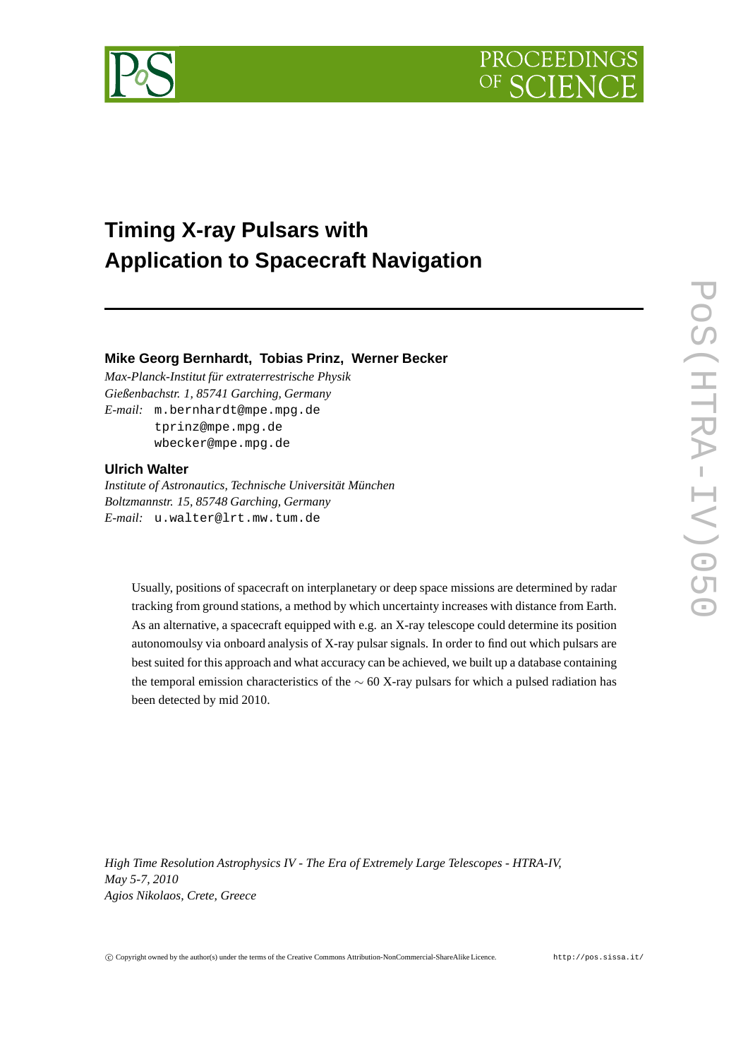# Timing X-ray Pulsars with Application to Spacecraft Navigation

**Mike Georg Bernhardt, Tobias Prinz, Werner Becker**

*Max-Planck-Institut für extraterrestrische Physik*
*Gießenbachstr. 1, 85741 Garching, Germany*
*E-mail:* m.bernhardt@mpe.mpg.de
tprinz@mpe.mpg.de
wbecker@mpe.mpg.de

**Ulrich Walter**

*Institute of Astronautics, Technische Universität München*
*Boltzmannstr. 15, 85748 Garching, Germany*
*E-mail:* u.walter@lrt.mw.tum.de

Usually, positions of spacecraft on interplanetary or deep space missions are determined by radar tracking from ground stations, a method by which uncertainty increases with distance from Earth. As an alternative, a spacecraft equipped with e.g. an X-ray telescope could determine its position autonomoulsy via onboard analysis of X-ray pulsar signals. In order to find out which pulsars are best suited for this approach and what accuracy can be achieved, we built up a database containing the temporal emission characteristics of the $\sim 60$ X-ray pulsars for which a pulsed radiation has been detected by mid 2010.

*High Time Resolution Astrophysics IV - The Era of Extremely Large Telescopes - HTRA-IV,*
*May 5-7, 2010*
*Agios Nikolaos, Crete, Greece*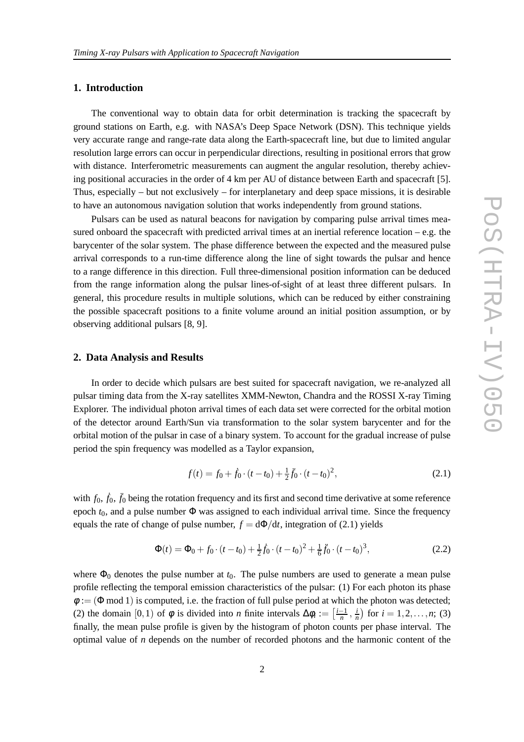## 1. Introduction

The conventional way to obtain data for orbit determination is tracking the spacecraft by ground stations on Earth, e.g. with NASA's Deep Space Network (DSN). This technique yields very accurate range and range-rate data along the Earth-spacecraft line, but due to limited angular resolution large errors can occur in perpendicular directions, resulting in positional errors that grow with distance. Interferometric measurements can augment the angular resolution, thereby achieving positional accuracies in the order of 4 km per AU of distance between Earth and spacecraft [5]. Thus, especially – but not exclusively – for interplanetary and deep space missions, it is desirable to have an autonomous navigation solution that works independently from ground stations.

Pulsars can be used as natural beacons for navigation by comparing pulse arrival times measured onboard the spacecraft with predicted arrival times at an inertial reference location – e.g. the barycenter of the solar system. The phase difference between the expected and the measured pulse arrival corresponds to a run-time difference along the line of sight towards the pulsar and hence to a range difference in this direction. Full three-dimensional position information can be deduced from the range information along the pulsar lines-of-sight of at least three different pulsars. In general, this procedure results in multiple solutions, which can be reduced by either constraining the possible spacecraft positions to a finite volume around an initial position assumption, or by observing additional pulsars [8, 9].

## 2. Data Analysis and Results

In order to decide which pulsars are best suited for spacecraft navigation, we re-analyzed all pulsar timing data from the X-ray satellites XMM-Newton, Chandra and the ROSSI X-ray Timing Explorer. The individual photon arrival times of each data set were corrected for the orbital motion of the detector around Earth/Sun via transformation to the solar system barycenter and for the orbital motion of the pulsar in case of a binary system. To account for the gradual increase of pulse period the spin frequency was modelled as a Taylor expansion,

$$f(t) = f_0 + \dot{f}_0 \cdot (t - t_0) + \tfrac{1}{2}\ddot{f}_0 \cdot (t - t_0)^2, \tag{2.1}$$

with $f_0$, $\dot{f}_0$, $\ddot{f}_0$ being the rotation frequency and its first and second time derivative at some reference epoch $t_0$, and a pulse number $\Phi$ was assigned to each individual arrival time. Since the frequency equals the rate of change of pulse number, $f = \mathrm{d}\Phi/\mathrm{d}t$, integration of (2.1) yields

$$\Phi(t) = \Phi_0 + f_0 \cdot (t - t_0) + \tfrac{1}{2}\dot{f}_0 \cdot (t - t_0)^2 + \tfrac{1}{6}\ddot{f}_0 \cdot (t - t_0)^3, \tag{2.2}$$

where $\Phi_0$ denotes the pulse number at $t_0$. The pulse numbers are used to generate a mean pulse profile reflecting the temporal emission characteristics of the pulsar: (1) For each photon its phase $\phi := (\Phi \bmod 1)$ is computed, i.e. the fraction of full pulse period at which the photon was detected; (2) the domain $[0,1)$ of $\phi$ is divided into $n$ finite intervals $\Delta\phi_i := \left[\frac{i-1}{n}, \frac{i}{n}\right)$ for $i = 1, 2, \ldots, n$; (3) finally, the mean pulse profile is given by the histogram of photon counts per phase interval. The optimal value of $n$ depends on the number of recorded photons and the harmonic content of the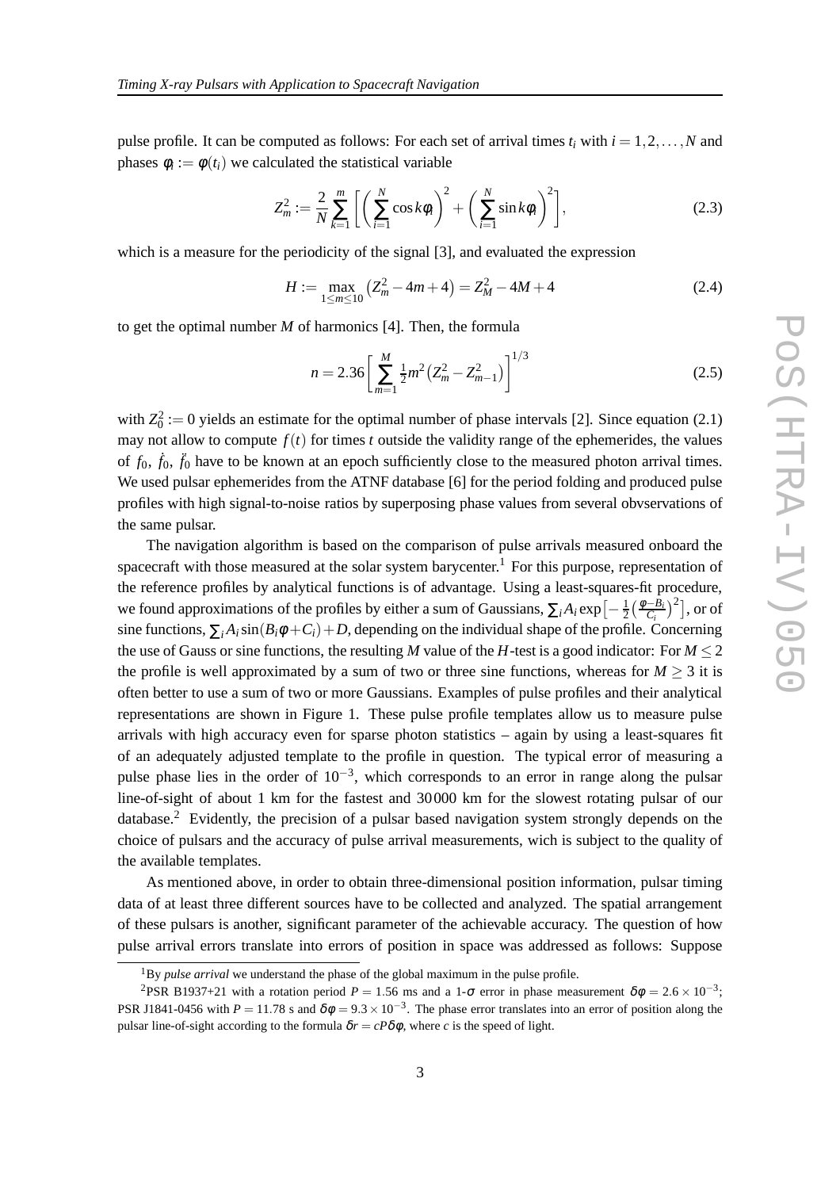pulse profile. It can be computed as follows: For each set of arrival times $t_i$ with $i = 1, 2, \ldots, N$ and phases $\phi_i := \phi(t_i)$ we calculated the statistical variable

$$Z_m^2 := \frac{2}{N} \sum_{k=1}^{m} \left[ \left( \sum_{i=1}^{N} \cos k\phi_i \right)^2 + \left( \sum_{i=1}^{N} \sin k\phi_i \right)^2 \right], \tag{2.3}$$

which is a measure for the periodicity of the signal [3], and evaluated the expression

$$H := \max_{1 \leq m \leq 10} \left( Z_m^2 - 4m + 4 \right) = Z_M^2 - 4M + 4 \tag{2.4}$$

to get the optimal number $M$ of harmonics [4]. Then, the formula

$$n = 2.36 \left[ \sum_{m=1}^{M} \tfrac{1}{2} m^2 \left( Z_m^2 - Z_{m-1}^2 \right) \right]^{1/3} \tag{2.5}$$

with $Z_0^2 := 0$ yields an estimate for the optimal number of phase intervals [2]. Since equation (2.1) may not allow to compute $f(t)$ for times $t$ outside the validity range of the ephemerides, the values of $f_0$, $\dot{f}_0$, $\ddot{f}_0$ have to be known at an epoch sufficiently close to the measured photon arrival times. We used pulsar ephemerides from the ATNF database [6] for the period folding and produced pulse profiles with high signal-to-noise ratios by superposing phase values from several obvservations of the same pulsar.

The navigation algorithm is based on the comparison of pulse arrivals measured onboard the spacecraft with those measured at the solar system barycenter.[1] For this purpose, representation of the reference profiles by analytical functions is of advantage. Using a least-squares-fit procedure, we found approximations of the profiles by either a sum of Gaussians, $\sum_i A_i \exp\left[-\frac{1}{2}\left(\frac{\phi - B_i}{C_i}\right)^2\right]$, or of sine functions, $\sum_i A_i \sin(B_i \phi + C_i) + D$, depending on the individual shape of the profile. Concerning the use of Gauss or sine functions, the resulting $M$ value of the $H$-test is a good indicator: For $M \leq 2$ the profile is well approximated by a sum of two or three sine functions, whereas for $M \geq 3$ it is often better to use a sum of two or more Gaussians. Examples of pulse profiles and their analytical representations are shown in Figure 1. These pulse profile templates allow us to measure pulse arrivals with high accuracy even for sparse photon statistics – again by using a least-squares fit of an adequately adjusted template to the profile in question. The typical error of measuring a pulse phase lies in the order of $10^{-3}$, which corresponds to an error in range along the pulsar line-of-sight of about 1 km for the fastest and 30 000 km for the slowest rotating pulsar of our database.[2] Evidently, the precision of a pulsar based navigation system strongly depends on the choice of pulsars and the accuracy of pulse arrival measurements, wich is subject to the quality of the available templates.

As mentioned above, in order to obtain three-dimensional position information, pulsar timing data of at least three different sources have to be collected and analyzed. The spatial arrangement of these pulsars is another, significant parameter of the achievable accuracy. The question of how pulse arrival errors translate into errors of position in space was addressed as follows: Suppose

---

[1] By *pulse arrival* we understand the phase of the global maximum in the pulse profile.

[2] PSR B1937+21 with a rotation period $P = 1.56$ ms and a 1-$\sigma$ error in phase measurement $\delta\phi = 2.6 \times 10^{-3}$; PSR J1841-0456 with $P = 11.78$ s and $\delta\phi = 9.3 \times 10^{-3}$. The phase error translates into an error of position along the pulsar line-of-sight according to the formula $\delta r = cP\delta\phi$, where $c$ is the speed of light.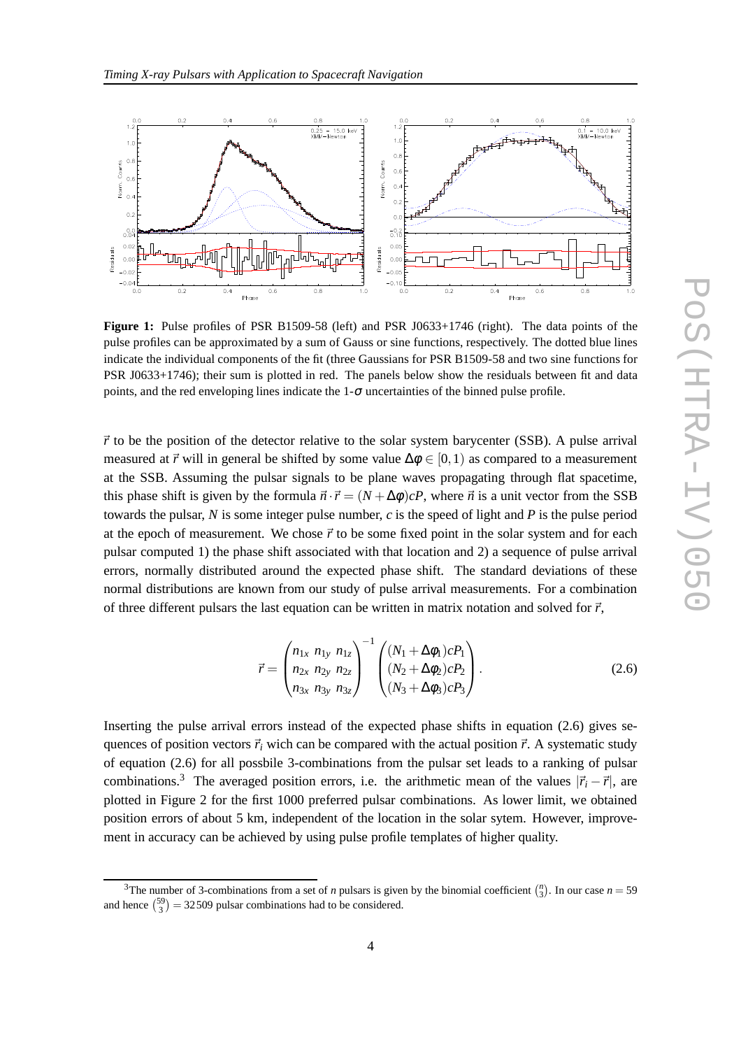**Figure 1:** Pulse profiles of PSR B1509-58 (left) and PSR J0633+1746 (right). The data points of the pulse profiles can be approximated by a sum of Gauss or sine functions, respectively. The dotted blue lines indicate the individual components of the fit (three Gaussians for PSR B1509-58 and two sine functions for PSR J0633+1746); their sum is plotted in red. The panels below show the residuals between fit and data points, and the red enveloping lines indicate the 1-$\sigma$ uncertainties of the binned pulse profile.

$\vec{r}$ to be the position of the detector relative to the solar system barycenter (SSB). A pulse arrival measured at $\vec{r}$ will in general be shifted by some value $\Delta\phi \in [0,1)$ as compared to a measurement at the SSB. Assuming the pulsar signals to be plane waves propagating through flat spacetime, this phase shift is given by the formula $\vec{n}\cdot\vec{r} = (N+\Delta\phi)cP$, where $\vec{n}$ is a unit vector from the SSB towards the pulsar, $N$ is some integer pulse number, $c$ is the speed of light and $P$ is the pulse period at the epoch of measurement. We chose $\vec{r}$ to be some fixed point in the solar system and for each pulsar computed 1) the phase shift associated with that location and 2) a sequence of pulse arrival errors, normally distributed around the expected phase shift. The standard deviations of these normal distributions are known from our study of pulse arrival measurements. For a combination of three different pulsars the last equation can be written in matrix notation and solved for $\vec{r}$,

$$\vec{r} = \begin{pmatrix} n_{1x} & n_{1y} & n_{1z} \\ n_{2x} & n_{2y} & n_{2z} \\ n_{3x} & n_{3y} & n_{3z} \end{pmatrix}^{-1} \begin{pmatrix} (N_1+\Delta\phi_1)cP_1 \\ (N_2+\Delta\phi_2)cP_2 \\ (N_3+\Delta\phi_3)cP_3 \end{pmatrix}. \tag{2.6}$$

Inserting the pulse arrival errors instead of the expected phase shifts in equation (2.6) gives sequences of position vectors $\vec{r}_i$ wich can be compared with the actual position $\vec{r}$. A systematic study of equation (2.6) for all possbile 3-combinations from the pulsar set leads to a ranking of pulsar combinations.[3] The averaged position errors, i.e. the arithmetic mean of the values $|\vec{r}_i - \vec{r}|$, are plotted in Figure 2 for the first 1000 preferred pulsar combinations. As lower limit, we obtained position errors of about 5 km, independent of the location in the solar sytem. However, improvement in accuracy can be achieved by using pulse profile templates of higher quality.

[3] The number of 3-combinations from a set of $n$ pulsars is given by the binomial coefficient $\binom{n}{3}$. In our case $n = 59$ and hence $\binom{59}{3} = 32509$ pulsar combinations had to be considered.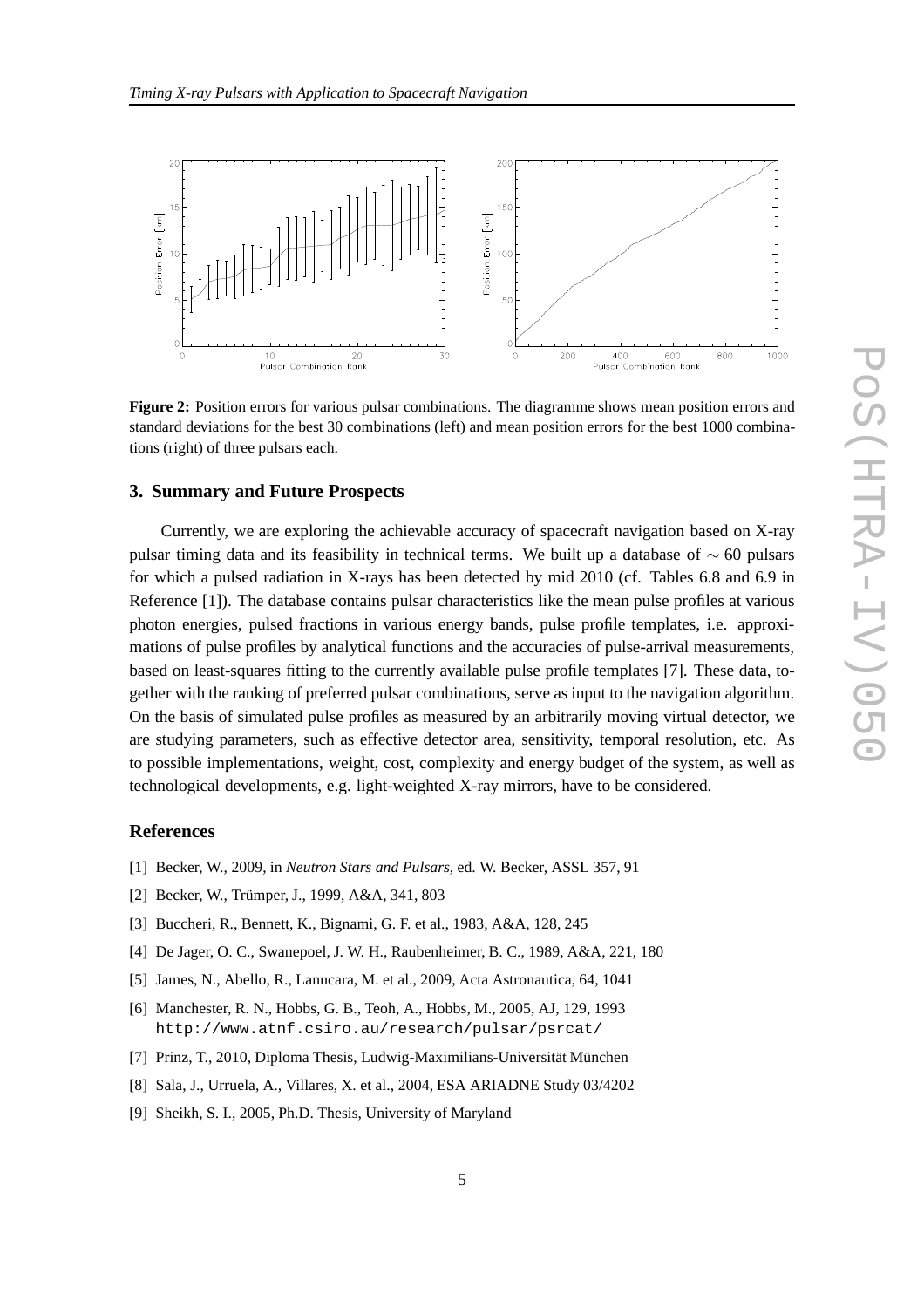20
15
10
5
0
Position Error [km]
0 10 20 30
Pulsar Combination Rank

200
150
100
50
0
Position Error [km]
0 200 400 600 800 1000
Pulsar Combination Rank

**Figure 2:** Position errors for various pulsar combinations. The diagramme shows mean position errors and standard deviations for the best 30 combinations (left) and mean position errors for the best 1000 combinations (right) of three pulsars each.

## 3. Summary and Future Prospects

Currently, we are exploring the achievable accuracy of spacecraft navigation based on X-ray pulsar timing data and its feasibility in technical terms. We built up a database of $\sim 60$ pulsars for which a pulsed radiation in X-rays has been detected by mid 2010 (cf. Tables 6.8 and 6.9 in Reference [1]). The database contains pulsar characteristics like the mean pulse profiles at various photon energies, pulsed fractions in various energy bands, pulse profile templates, i.e. approximations of pulse profiles by analytical functions and the accuracies of pulse-arrival measurements, based on least-squares fitting to the currently available pulse profile templates [7]. These data, together with the ranking of preferred pulsar combinations, serve as input to the navigation algorithm. On the basis of simulated pulse profiles as measured by an arbitrarily moving virtual detector, we are studying parameters, such as effective detector area, sensitivity, temporal resolution, etc. As to possible implementations, weight, cost, complexity and energy budget of the system, as well as technological developments, e.g. light-weighted X-ray mirrors, have to be considered.

## References

[1] Becker, W., 2009, in *Neutron Stars and Pulsars*, ed. W. Becker, ASSL 357, 91

[2] Becker, W., Trümper, J., 1999, A&A, 341, 803

[3] Buccheri, R., Bennett, K., Bignami, G. F. et al., 1983, A&A, 128, 245

[4] De Jager, O. C., Swanepoel, J. W. H., Raubenheimer, B. C., 1989, A&A, 221, 180

[5] James, N., Abello, R., Lanucara, M. et al., 2009, Acta Astronautica, 64, 1041

[6] Manchester, R. N., Hobbs, G. B., Teoh, A., Hobbs, M., 2005, AJ, 129, 1993
`http://www.atnf.csiro.au/research/pulsar/psrcat/`

[7] Prinz, T., 2010, Diploma Thesis, Ludwig-Maximilians-Universität München

[8] Sala, J., Urruela, A., Villares, X. et al., 2004, ESA ARIADNE Study 03/4202

[9] Sheikh, S. I., 2005, Ph.D. Thesis, University of Maryland